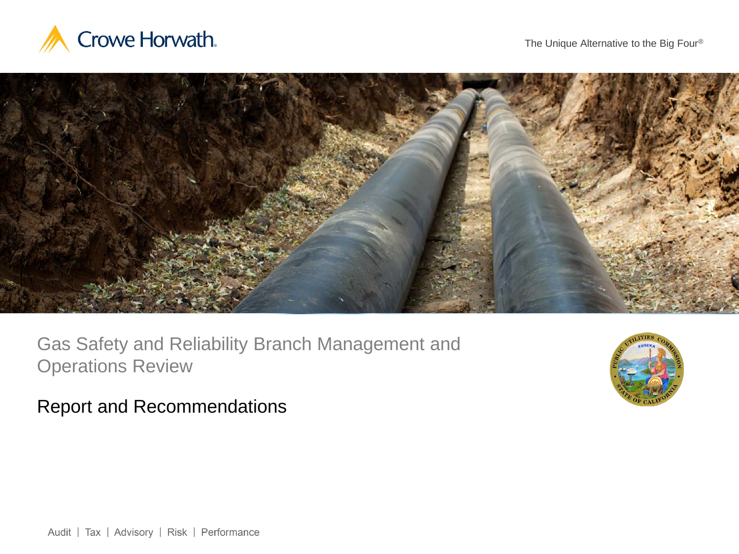Crowe Horwath.

The Unique Alternative to the Big Four®

# Gas Safety and Reliability Branch Management and Operations Review

## Report and Recommendations

Audit | Tax | Advisory | Risk | Performance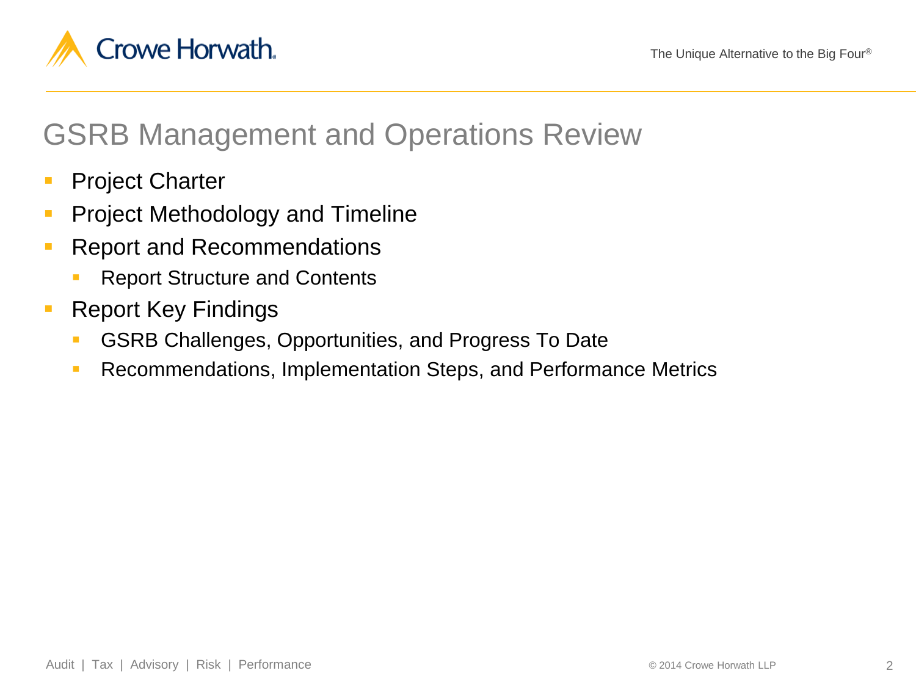# GSRB Management and Operations Review

- Project Charter
- Project Methodology and Timeline
- Report and Recommendations
  - Report Structure and Contents
- Report Key Findings
  - GSRB Challenges, Opportunities, and Progress To Date
  - Recommendations, Implementation Steps, and Performance Metrics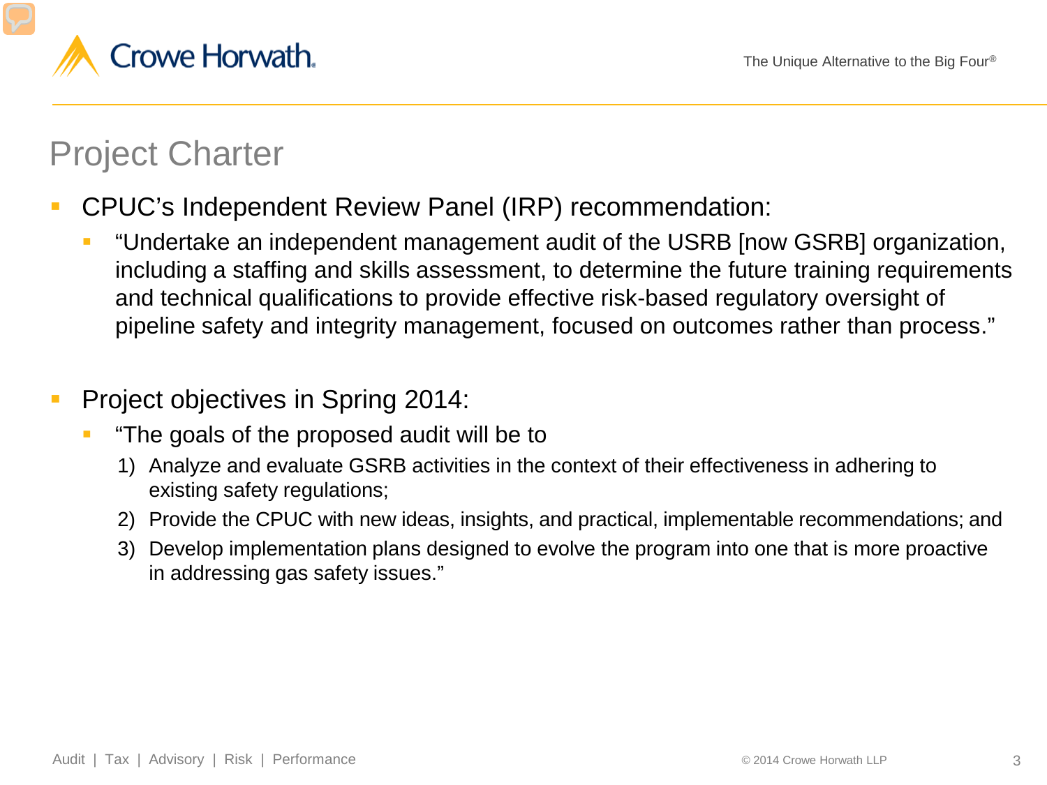# Project Charter

- CPUC's Independent Review Panel (IRP) recommendation:
  - "Undertake an independent management audit of the USRB [now GSRB] organization, including a staffing and skills assessment, to determine the future training requirements and technical qualifications to provide effective risk-based regulatory oversight of pipeline safety and integrity management, focused on outcomes rather than process."

- Project objectives in Spring 2014:
  - "The goals of the proposed audit will be to
    1) Analyze and evaluate GSRB activities in the context of their effectiveness in adhering to existing safety regulations;
    2) Provide the CPUC with new ideas, insights, and practical, implementable recommendations; and
    3) Develop implementation plans designed to evolve the program into one that is more proactive in addressing gas safety issues."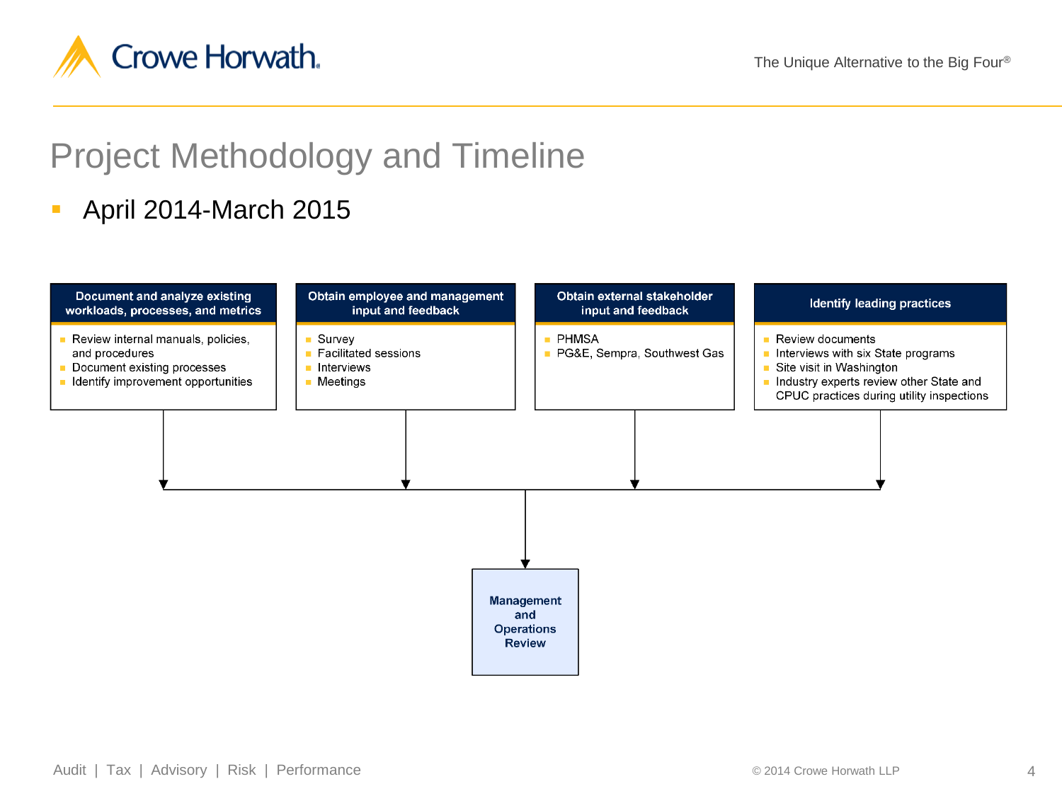# Project Methodology and Timeline

- April 2014-March 2015

**Document and analyze existing workloads, processes, and metrics**

- Review internal manuals, policies, and procedures
- Document existing processes
- Identify improvement opportunities

**Obtain employee and management input and feedback**

- Survey
- Facilitated sessions
- Interviews
- Meetings

**Obtain external stakeholder input and feedback**

- PHMSA
- PG&E, Sempra, Southwest Gas

**Identify leading practices**

- Review documents
- Interviews with six State programs
- Site visit in Washington
- Industry experts review other State and CPUC practices during utility inspections

**Management and Operations Review**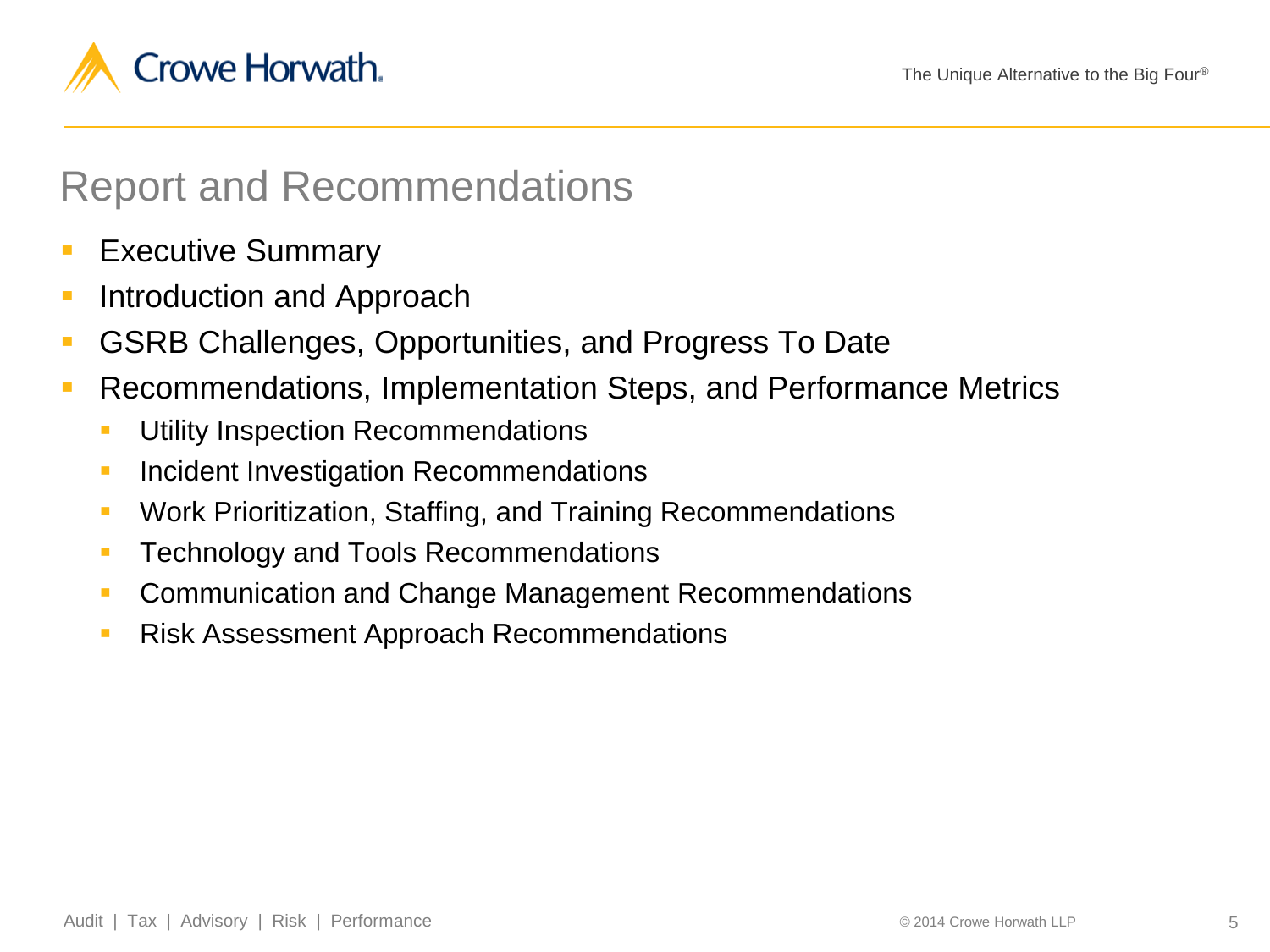# Report and Recommendations

- Executive Summary
- Introduction and Approach
- GSRB Challenges, Opportunities, and Progress To Date
- Recommendations, Implementation Steps, and Performance Metrics
  - Utility Inspection Recommendations
  - Incident Investigation Recommendations
  - Work Prioritization, Staffing, and Training Recommendations
  - Technology and Tools Recommendations
  - Communication and Change Management Recommendations
  - Risk Assessment Approach Recommendations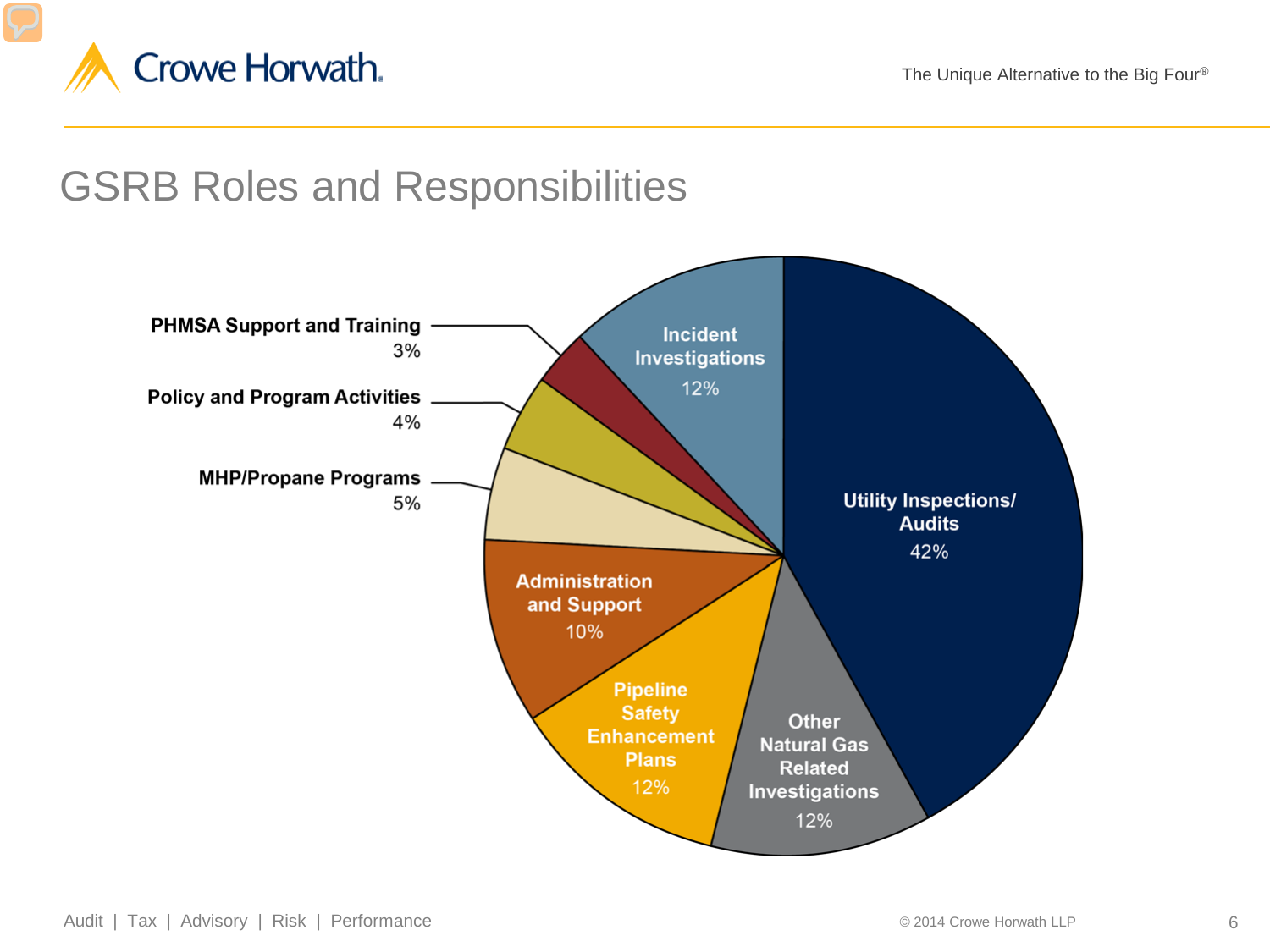# GSRB Roles and Responsibilities

| Category | Percentage |
|---|---|
| Utility Inspections/ Audits | 42% |
| Other Natural Gas Related Investigations | 12% |
| Pipeline Safety Enhancement Plans | 12% |
| Administration and Support | 10% |
| MHP/Propane Programs | 5% |
| Policy and Program Activities | 4% |
| PHMSA Support and Training | 3% |
| Incident Investigations | 12% |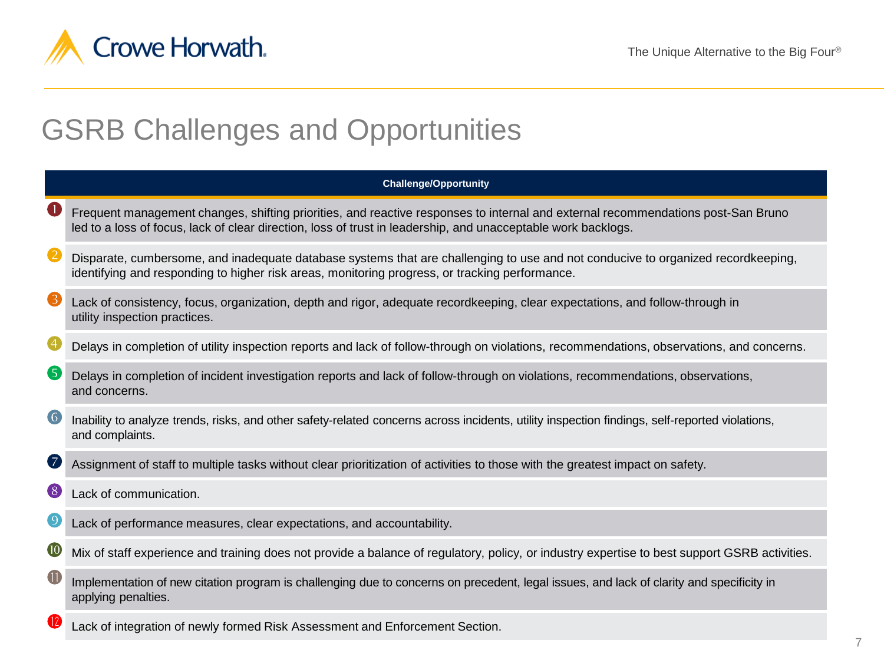# GSRB Challenges and Opportunities

| # | Challenge/Opportunity |
|---|---|
| 1 | Frequent management changes, shifting priorities, and reactive responses to internal and external recommendations post-San Bruno led to a loss of focus, lack of clear direction, loss of trust in leadership, and unacceptable work backlogs. |
| 2 | Disparate, cumbersome, and inadequate database systems that are challenging to use and not conducive to organized recordkeeping, identifying and responding to higher risk areas, monitoring progress, or tracking performance. |
| 3 | Lack of consistency, focus, organization, depth and rigor, adequate recordkeeping, clear expectations, and follow-through in utility inspection practices. |
| 4 | Delays in completion of utility inspection reports and lack of follow-through on violations, recommendations, observations, and concerns. |
| 5 | Delays in completion of incident investigation reports and lack of follow-through on violations, recommendations, observations, and concerns. |
| 6 | Inability to analyze trends, risks, and other safety-related concerns across incidents, utility inspection findings, self-reported violations, and complaints. |
| 7 | Assignment of staff to multiple tasks without clear prioritization of activities to those with the greatest impact on safety. |
| 8 | Lack of communication. |
| 9 | Lack of performance measures, clear expectations, and accountability. |
| 10 | Mix of staff experience and training does not provide a balance of regulatory, policy, or industry expertise to best support GSRB activities. |
| 11 | Implementation of new citation program is challenging due to concerns on precedent, legal issues, and lack of clarity and specificity in applying penalties. |
| 12 | Lack of integration of newly formed Risk Assessment and Enforcement Section. |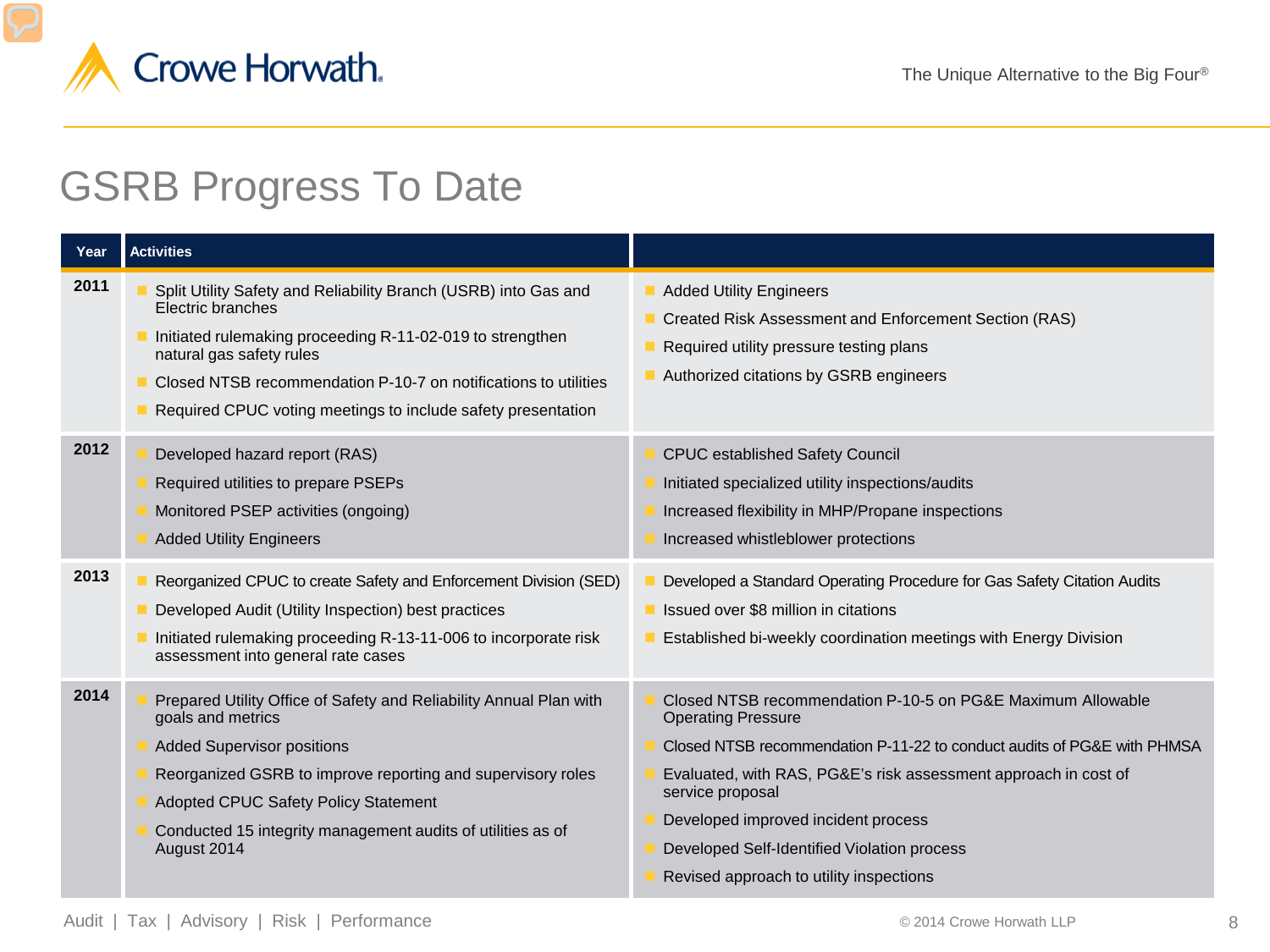# GSRB Progress To Date

| Year | Activities | |
|---|---|---|
| 2011 | • Split Utility Safety and Reliability Branch (USRB) into Gas and Electric branches<br>• Initiated rulemaking proceeding R-11-02-019 to strengthen natural gas safety rules<br>• Closed NTSB recommendation P-10-7 on notifications to utilities<br>• Required CPUC voting meetings to include safety presentation | • Added Utility Engineers<br>• Created Risk Assessment and Enforcement Section (RAS)<br>• Required utility pressure testing plans<br>• Authorized citations by GSRB engineers |
| 2012 | • Developed hazard report (RAS)<br>• Required utilities to prepare PSEPs<br>• Monitored PSEP activities (ongoing)<br>• Added Utility Engineers | • CPUC established Safety Council<br>• Initiated specialized utility inspections/audits<br>• Increased flexibility in MHP/Propane inspections<br>• Increased whistleblower protections |
| 2013 | • Reorganized CPUC to create Safety and Enforcement Division (SED)<br>• Developed Audit (Utility Inspection) best practices<br>• Initiated rulemaking proceeding R-13-11-006 to incorporate risk assessment into general rate cases | • Developed a Standard Operating Procedure for Gas Safety Citation Audits<br>• Issued over $8 million in citations<br>• Established bi-weekly coordination meetings with Energy Division |
| 2014 | • Prepared Utility Office of Safety and Reliability Annual Plan with goals and metrics<br>• Added Supervisor positions<br>• Reorganized GSRB to improve reporting and supervisory roles<br>• Adopted CPUC Safety Policy Statement<br>• Conducted 15 integrity management audits of utilities as of August 2014 | • Closed NTSB recommendation P-10-5 on PG&E Maximum Allowable Operating Pressure<br>• Closed NTSB recommendation P-11-22 to conduct audits of PG&E with PHMSA<br>• Evaluated, with RAS, PG&E's risk assessment approach in cost of service proposal<br>• Developed improved incident process<br>• Developed Self-Identified Violation process<br>• Revised approach to utility inspections |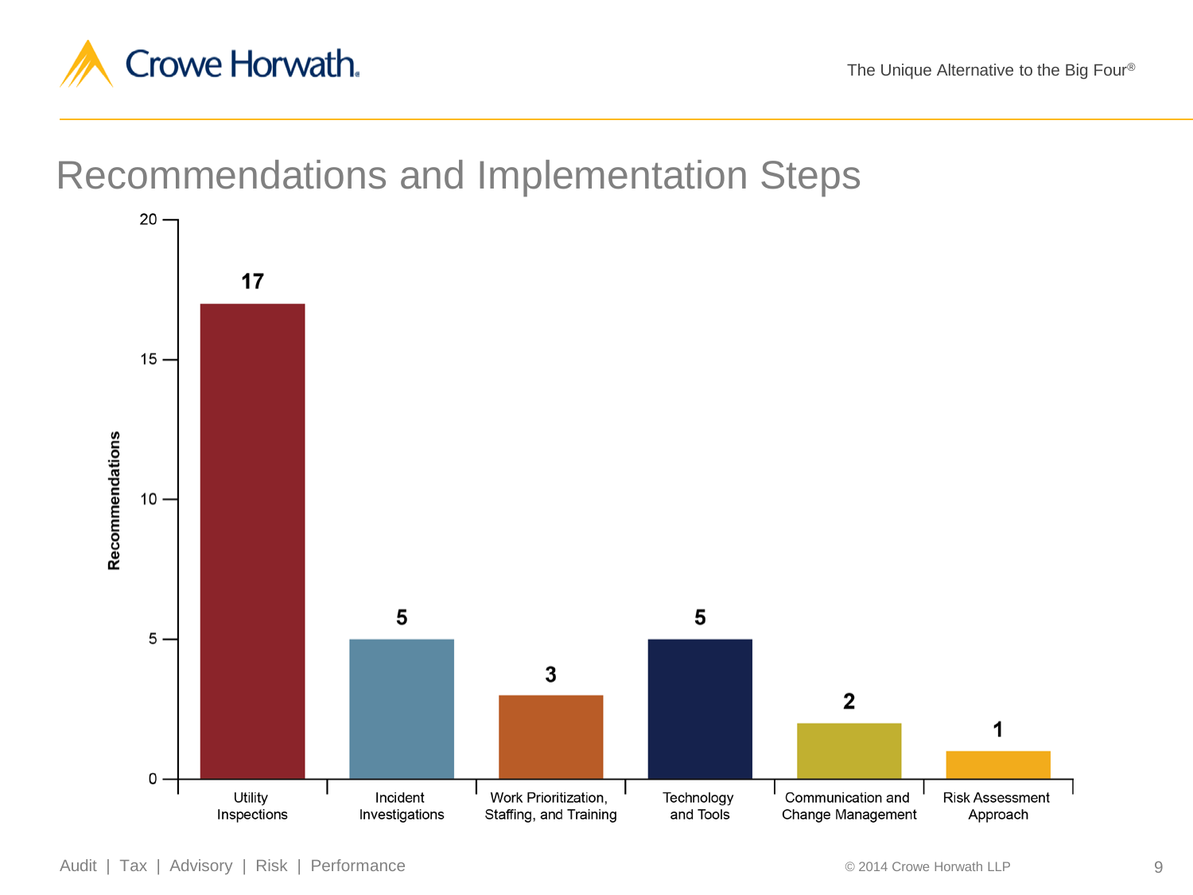# Recommendations and Implementation Steps

| Category | Recommendations |
| --- | --- |
| Utility Inspections | 17 |
| Incident Investigations | 5 |
| Work Prioritization, Staffing, and Training | 3 |
| Technology and Tools | 5 |
| Communication and Change Management | 2 |
| Risk Assessment Approach | 1 |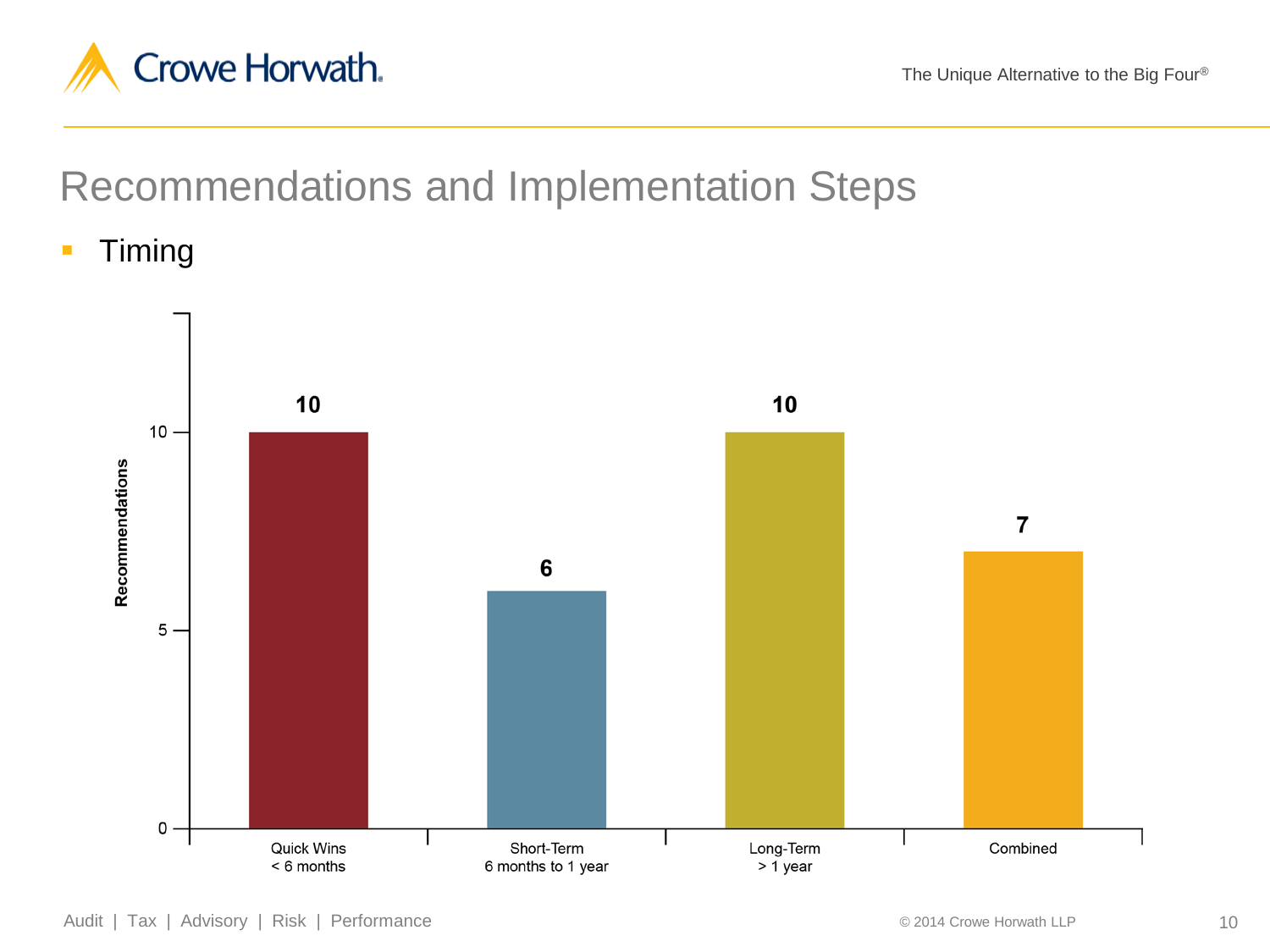# Recommendations and Implementation Steps

- Timing

| Timing | Recommendations |
|---|---|
| Quick Wins < 6 months | 10 |
| Short-Term 6 months to 1 year | 6 |
| Long-Term > 1 year | 10 |
| Combined | 7 |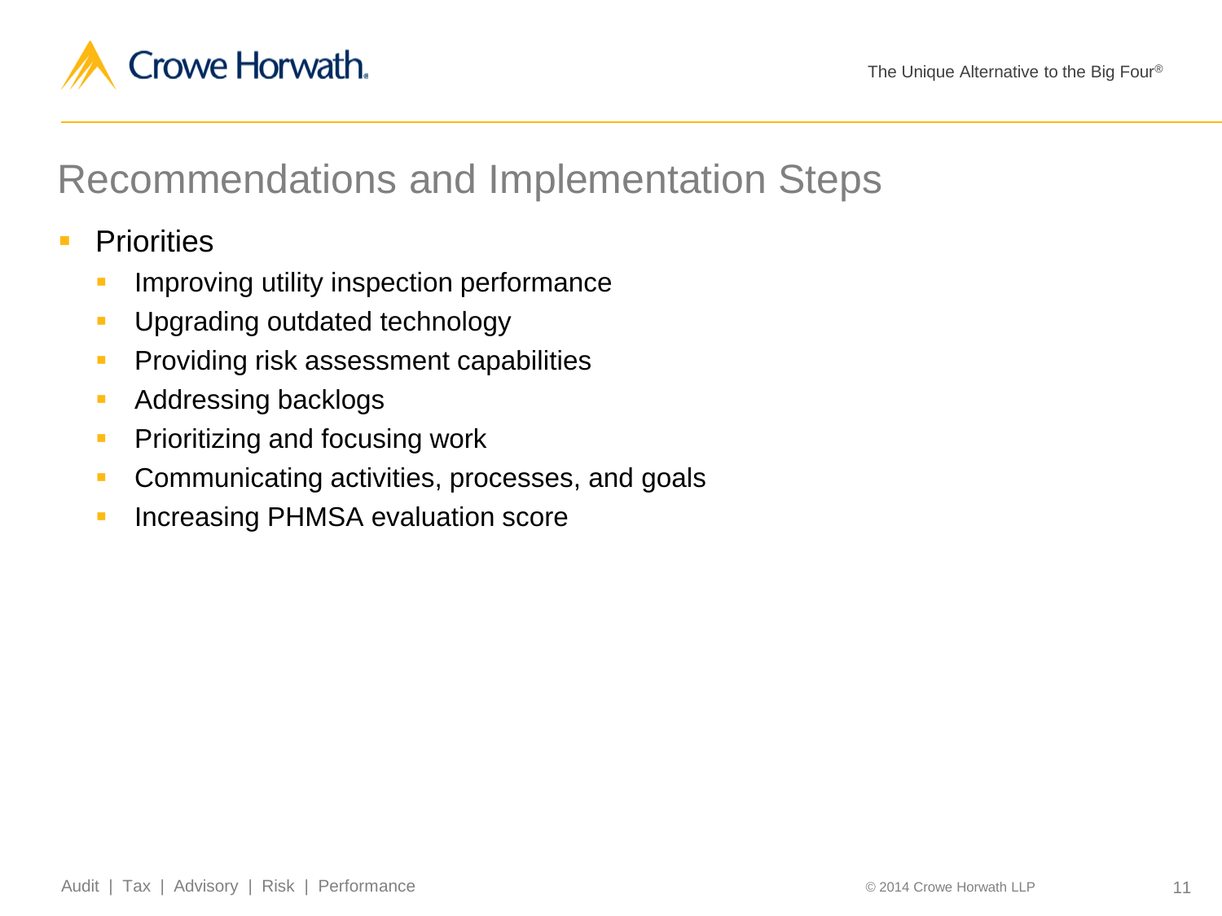# Recommendations and Implementation Steps

- Priorities
  - Improving utility inspection performance
  - Upgrading outdated technology
  - Providing risk assessment capabilities
  - Addressing backlogs
  - Prioritizing and focusing work
  - Communicating activities, processes, and goals
  - Increasing PHMSA evaluation score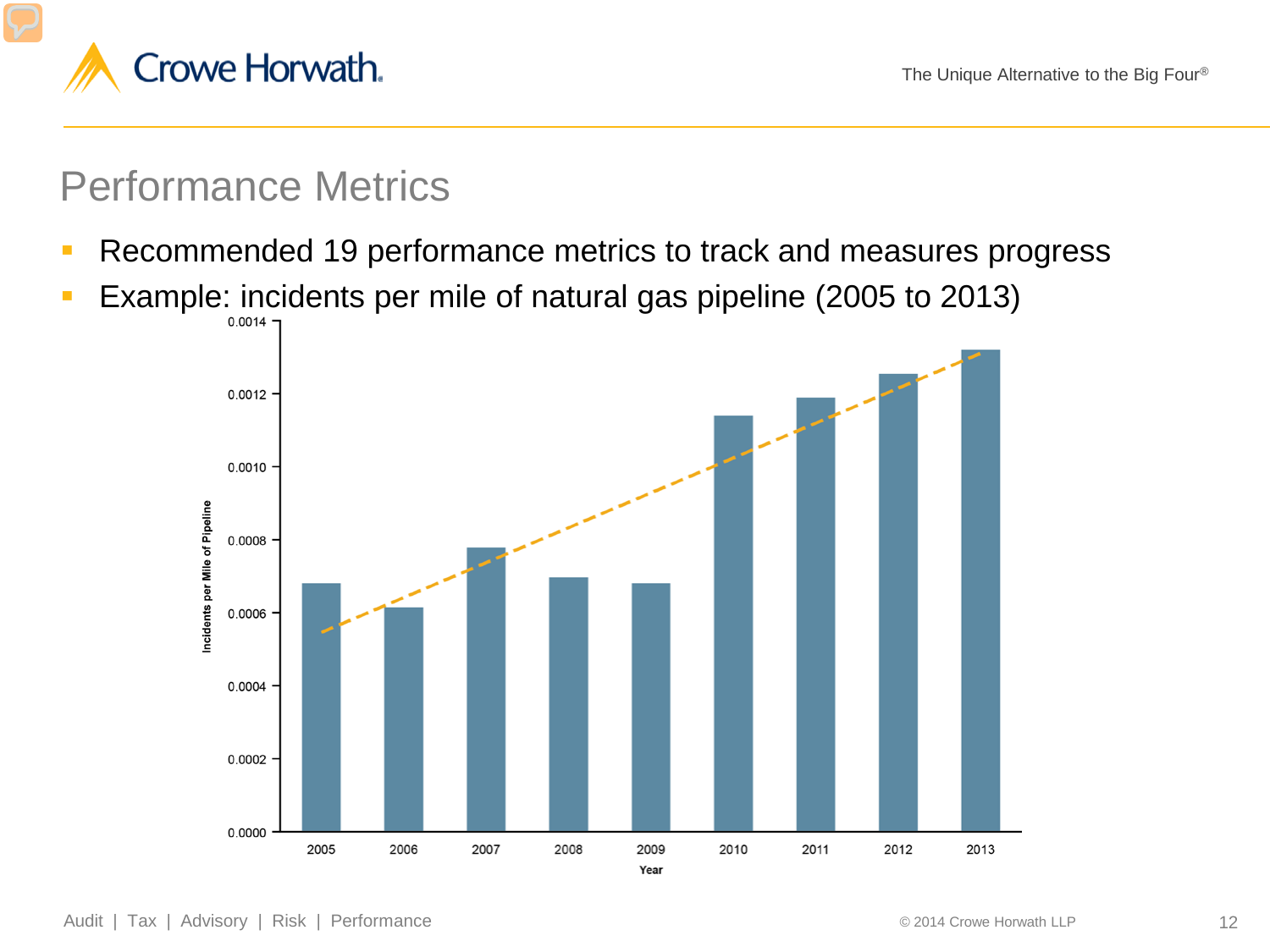# Performance Metrics

- Recommended 19 performance metrics to track and measures progress
- Example: incidents per mile of natural gas pipeline (2005 to 2013)

Incidents per Mile of Pipeline

0.0014
0.0012
0.0010
0.0008
0.0006
0.0004
0.0002
0.0000

2005 2006 2007 2008 2009 2010 2011 2012 2013

Year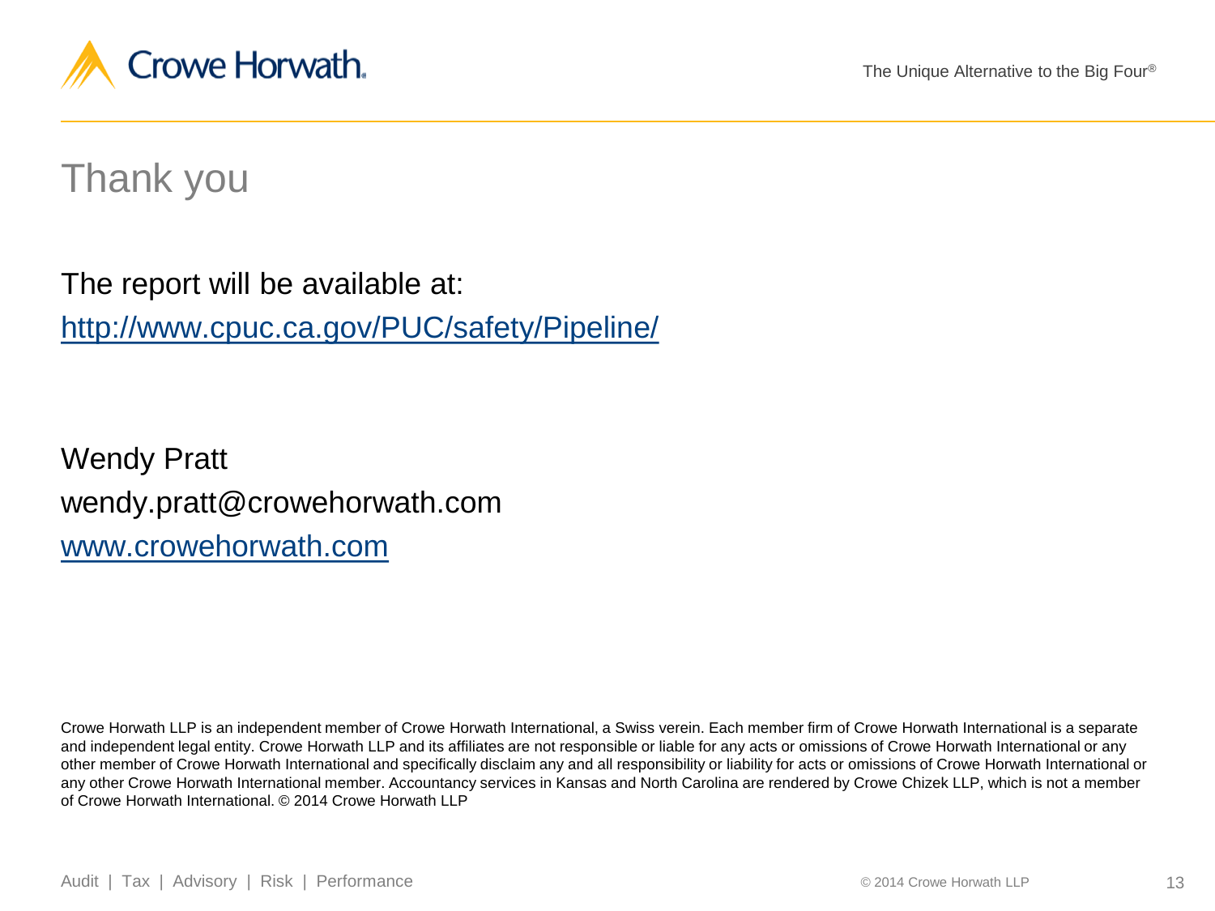# Thank you

The report will be available at:

http://www.cpuc.ca.gov/PUC/safety/Pipeline/

Wendy Pratt

wendy.pratt@crowehorwath.com

www.crowehorwath.com

Crowe Horwath LLP is an independent member of Crowe Horwath International, a Swiss verein. Each member firm of Crowe Horwath International is a separate and independent legal entity. Crowe Horwath LLP and its affiliates are not responsible or liable for any acts or omissions of Crowe Horwath International or any other member of Crowe Horwath International and specifically disclaim any and all responsibility or liability for acts or omissions of Crowe Horwath International or any other Crowe Horwath International member. Accountancy services in Kansas and North Carolina are rendered by Crowe Chizek LLP, which is not a member of Crowe Horwath International. © 2014 Crowe Horwath LLP